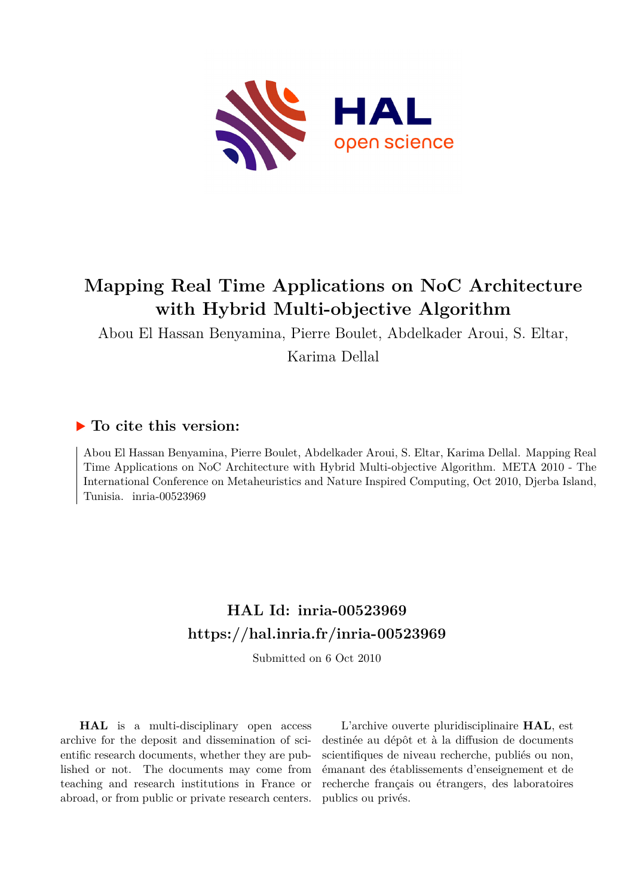# Mapping Real Time Applications on NoC Architecture with Hybrid Multi-objective Algorithm

Abou El Hassan Benyamina, Pierre Boulet, Abdelkader Aroui, S. Eltar, Karima Dellal

## ▶ To cite this version:

Abou El Hassan Benyamina, Pierre Boulet, Abdelkader Aroui, S. Eltar, Karima Dellal. Mapping Real Time Applications on NoC Architecture with Hybrid Multi-objective Algorithm. META 2010 - The International Conference on Metaheuristics and Nature Inspired Computing, Oct 2010, Djerba Island, Tunisia. inria-00523969

## HAL Id: inria-00523969
## https://hal.inria.fr/inria-00523969

Submitted on 6 Oct 2010

**HAL** is a multi-disciplinary open access archive for the deposit and dissemination of scientific research documents, whether they are published or not. The documents may come from teaching and research institutions in France or abroad, or from public or private research centers.

L'archive ouverte pluridisciplinaire **HAL**, est destinée au dépôt et à la diffusion de documents scientifiques de niveau recherche, publiés ou non, émanant des établissements d'enseignement et de recherche français ou étrangers, des laboratoires publics ou privés.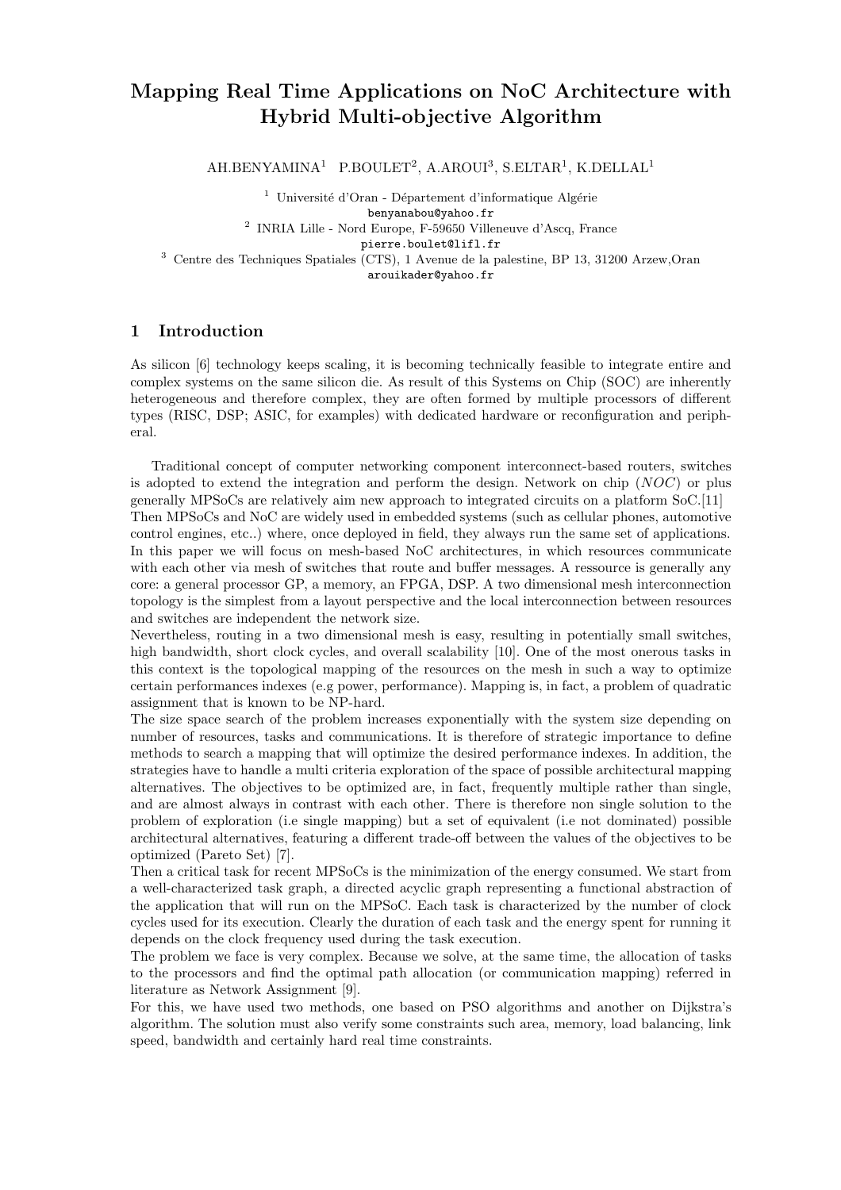# Mapping Real Time Applications on NoC Architecture with Hybrid Multi-objective Algorithm

AH.BENYAMINA[1] P.BOULET[2], A.AROUI[3], S.ELTAR[1], K.DELLAL[1]

[1] Université d'Oran - Département d'informatique Algérie
benyanabou@yahoo.fr
[2] INRIA Lille - Nord Europe, F-59650 Villeneuve d'Ascq, France
pierre.boulet@lifl.fr
[3] Centre des Techniques Spatiales (CTS), 1 Avenue de la palestine, BP 13, 31200 Arzew,Oran
arouikader@yahoo.fr

## 1 Introduction

As silicon [6] technology keeps scaling, it is becoming technically feasible to integrate entire and complex systems on the same silicon die. As result of this Systems on Chip (SOC) are inherently heterogeneous and therefore complex, they are often formed by multiple processors of different types (RISC, DSP; ASIC, for examples) with dedicated hardware or reconfiguration and peripheral.

Traditional concept of computer networking component interconnect-based routers, switches is adopted to extend the integration and perform the design. Network on chip (*NOC*) or plus generally MPSoCs are relatively aim new approach to integrated circuits on a platform SoC.[11]
Then MPSoCs and NoC are widely used in embedded systems (such as cellular phones, automotive control engines, etc..) where, once deployed in field, they always run the same set of applications. In this paper we will focus on mesh-based NoC architectures, in which resources communicate with each other via mesh of switches that route and buffer messages. A ressource is generally any core: a general processor GP, a memory, an FPGA, DSP. A two dimensional mesh interconnection topology is the simplest from a layout perspective and the local interconnection between resources and switches are independent the network size.
Nevertheless, routing in a two dimensional mesh is easy, resulting in potentially small switches, high bandwidth, short clock cycles, and overall scalability [10]. One of the most onerous tasks in this context is the topological mapping of the resources on the mesh in such a way to optimize certain performances indexes (e.g power, performance). Mapping is, in fact, a problem of quadratic assignment that is known to be NP-hard.
The size space search of the problem increases exponentially with the system size depending on number of resources, tasks and communications. It is therefore of strategic importance to define methods to search a mapping that will optimize the desired performance indexes. In addition, the strategies have to handle a multi criteria exploration of the space of possible architectural mapping alternatives. The objectives to be optimized are, in fact, frequently multiple rather than single, and are almost always in contrast with each other. There is therefore non single solution to the problem of exploration (i.e single mapping) but a set of equivalent (i.e not dominated) possible architectural alternatives, featuring a different trade-off between the values of the objectives to be optimized (Pareto Set) [7].
Then a critical task for recent MPSoCs is the minimization of the energy consumed. We start from a well-characterized task graph, a directed acyclic graph representing a functional abstraction of the application that will run on the MPSoC. Each task is characterized by the number of clock cycles used for its execution. Clearly the duration of each task and the energy spent for running it depends on the clock frequency used during the task execution.
The problem we face is very complex. Because we solve, at the same time, the allocation of tasks to the processors and find the optimal path allocation (or communication mapping) referred in literature as Network Assignment [9].
For this, we have used two methods, one based on PSO algorithms and another on Dijkstra's algorithm. The solution must also verify some constraints such area, memory, load balancing, link speed, bandwidth and certainly hard real time constraints.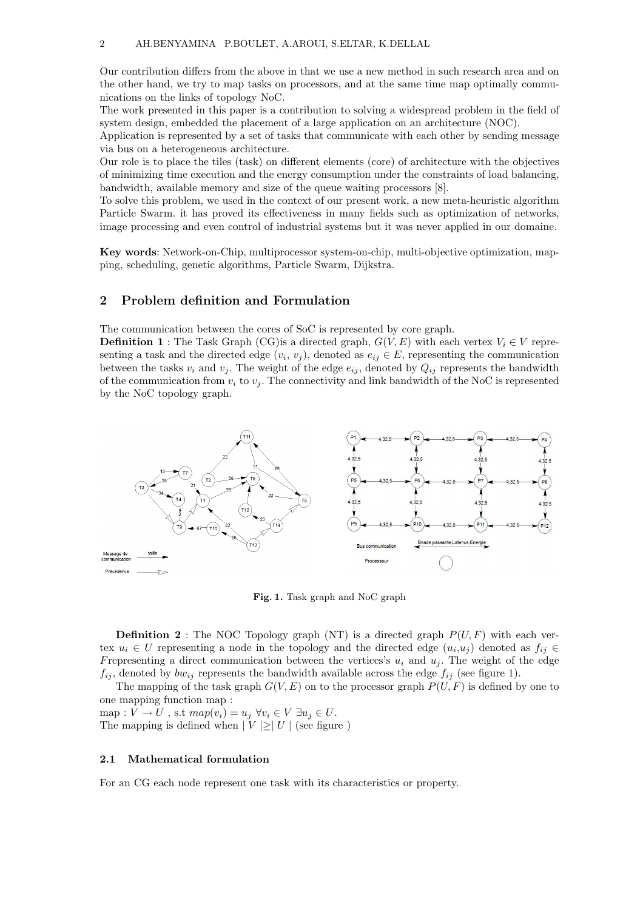Our contribution differs from the above in that we use a new method in such research area and on the other hand, we try to map tasks on processors, and at the same time map optimally communications on the links of topology NoC.

The work presented in this paper is a contribution to solving a widespread problem in the field of system design, embedded the placement of a large application on an architecture (NOC).

Application is represented by a set of tasks that communicate with each other by sending message via bus on a heterogeneous architecture.

Our role is to place the tiles (task) on different elements (core) of architecture with the objectives of minimizing time execution and the energy consumption under the constraints of load balancing, bandwidth, available memory and size of the queue waiting processors [8].

To solve this problem, we used in the context of our present work, a new meta-heuristic algorithm Particle Swarm. it has proved its effectiveness in many fields such as optimization of networks, image processing and even control of industrial systems but it was never applied in our domaine.

**Key words**: Network-on-Chip, multiprocessor system-on-chip, multi-objective optimization, mapping, scheduling, genetic algorithms, Particle Swarm, Dijkstra.

## 2 Problem definition and Formulation

The communication between the cores of SoC is represented by core graph.

**Definition 1** : The Task Graph (CG)is a directed graph, $G(V, E)$ with each vertex $V_i \in V$ representing a task and the directed edge $(v_i, v_j)$, denoted as $e_{ij} \in E$, representing the communication between the tasks $v_i$ and $v_j$. The weight of the edge $e_{ij}$, denoted by $Q_{ij}$ represents the bandwidth of the communication from $v_i$ to $v_j$. The connectivity and link bandwidth of the NoC is represented by the NoC topology graph.

**Fig. 1.** Task graph and NoC graph

**Definition 2** : The NOC Topology graph (NT) is a directed graph $P(U, F)$ with each vertex $u_i \in U$ representing a node in the topology and the directed edge $(u_i, u_j)$ denoted as $f_{ij} \in F$representing a direct communication between the vertices's $u_i$ and $u_j$. The weight of the edge $f_{ij}$, denoted by $bw_{ij}$ represents the bandwidth available across the edge $f_{ij}$ (see figure 1).

The mapping of the task graph $G(V, E)$ on to the processor graph $P(U, F)$ is defined by one to one mapping function map :

map : $V \rightarrow U$ , s.t $map(v_i) = u_j \ \forall v_i \in V \ \exists u_j \in U$.

The mapping is defined when $\mid V \mid \geq \mid U \mid$ (see figure )

### 2.1 Mathematical formulation

For an CG each node represent one task with its characteristics or property.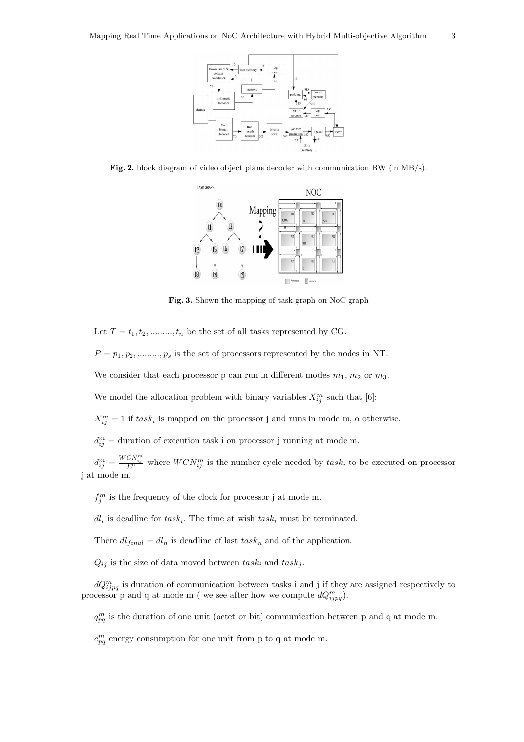**Fig. 2.** block diagram of video object plane decoder with communication BW (in MB/s).

**Fig. 3.** Shown the mapping of task graph on NoC graph

Let $T = t_1, t_2, .........., t_n$ be the set of all tasks represented by CG.

$P = p_1, p_2, .........., p_s$ is the set of processors represented by the nodes in NT.

We consider that each processor p can run in different modes $m_1$, $m_2$ or $m_3$.

We model the allocation problem with binary variables $X_{ij}^m$ such that [6]:

$X_{ij}^m = 1$ if $task_i$ is mapped on the processor j and runs in mode m, o otherwise.

$d_{ij}^m =$ duration of execution task i on processor j running at mode m.

$d_{ij}^m = \frac{WCN_{ij}^m}{f_j^m}$ where $WCN_{ij}^m$ is the number cycle needed by $task_i$ to be executed on processor j at mode m.

$f_j^m$ is the frequency of the clock for processor j at mode m.

$dl_i$ is deadline for $task_i$. The time at wish $task_i$ must be terminated.

There $dl_{final} = dl_n$ is deadline of last $task_n$ and of the application.

$Q_{ij}$ is the size of data moved between $task_i$ and $task_j$.

$dQ_{ijpq}^m$ is duration of communication between tasks i and j if they are assigned respectively to processor p and q at mode m ( we see after how we compute $dQ_{ijpq}^m$).

$q_{pq}^m$ is the duration of one unit (octet or bit) communication between p and q at mode m.

$e_{pq}^m$ energy consumption for one unit from p to q at mode m.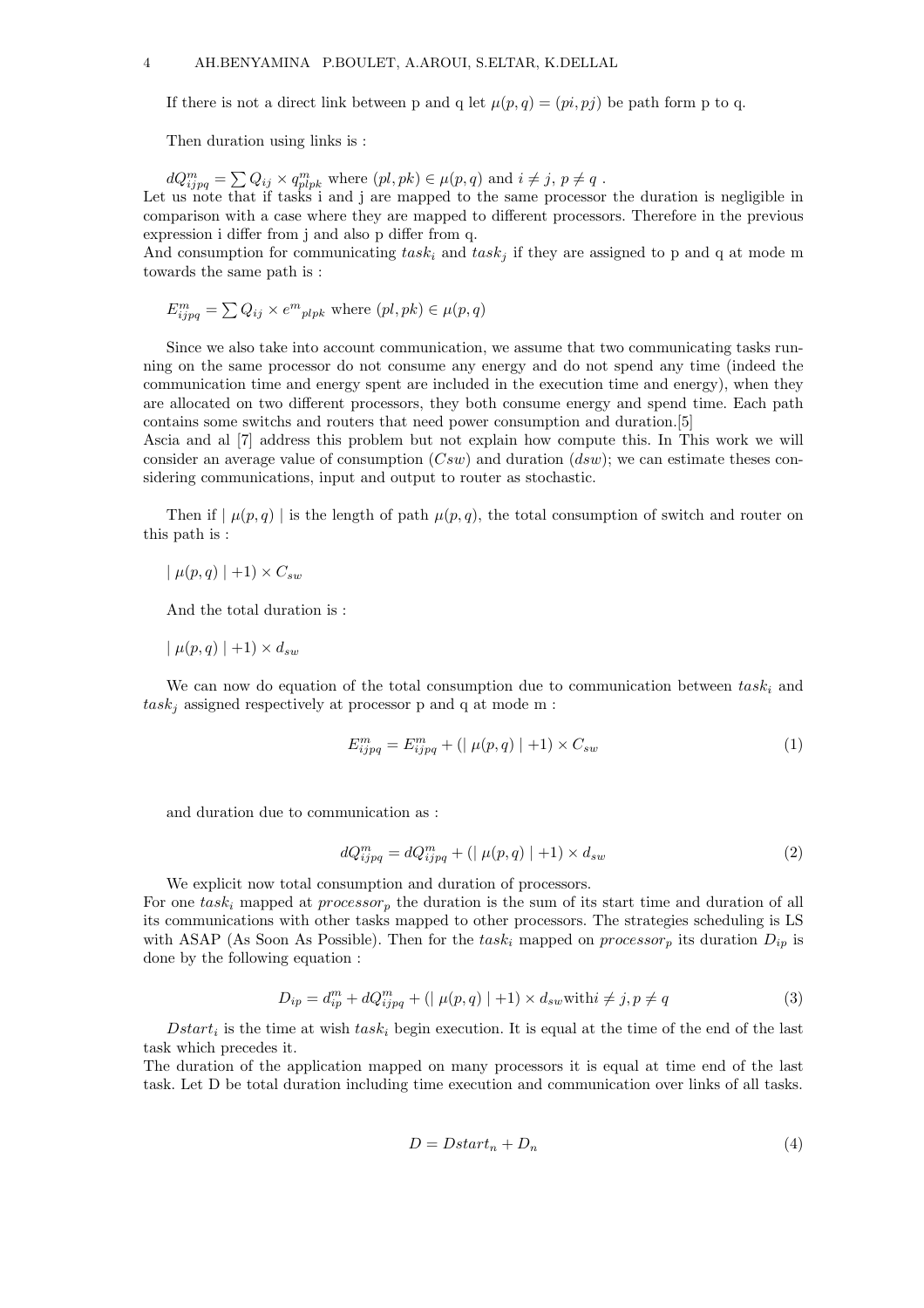If there is not a direct link between p and q let $\mu(p,q) = (pi, pj)$ be path form p to q.

Then duration using links is :

$dQ^m_{ijpq} = \sum Q_{ij} \times q^m_{plpk}$ where $(pl,pk) \in \mu(p,q)$ and $i \neq j$, $p \neq q$ .
Let us note that if tasks i and j are mapped to the same processor the duration is negligible in comparison with a case where they are mapped to different processors. Therefore in the previous expression i differ from j and also p differ from q.
And consumption for communicating $task_i$ and $task_j$ if they are assigned to p and q at mode m towards the same path is :

$E^m_{ijpq} = \sum Q_{ij} \times e^m{}_{plpk}$ where $(pl,pk) \in \mu(p,q)$

Since we also take into account communication, we assume that two communicating tasks running on the same processor do not consume any energy and do not spend any time (indeed the communication time and energy spent are included in the execution time and energy), when they are allocated on two different processors, they both consume energy and spend time. Each path contains some switchs and routers that need power consumption and duration.[5]
Ascia and al [7] address this problem but not explain how compute this. In This work we will consider an average value of consumption ($Csw$) and duration ($dsw$); we can estimate theses considering communications, input and output to router as stochastic.

Then if $\mid \mu(p,q) \mid$ is the length of path $\mu(p,q)$, the total consumption of switch and router on this path is :

$\mid \mu(p,q) \mid +1) \times C_{sw}$

And the total duration is :

$\mid \mu(p,q) \mid +1) \times d_{sw}$

We can now do equation of the total consumption due to communication between $task_i$ and $task_j$ assigned respectively at processor p and q at mode m :

$$E^m_{ijpq} = E^m_{ijpq} + (\mid \mu(p,q) \mid +1) \times C_{sw} \tag{1}$$

and duration due to communication as :

$$dQ^m_{ijpq} = dQ^m_{ijpq} + (\mid \mu(p,q) \mid +1) \times d_{sw} \tag{2}$$

We explicit now total consumption and duration of processors.
For one $task_i$ mapped at $processor_p$ the duration is the sum of its start time and duration of all its communications with other tasks mapped to other processors. The strategies scheduling is LS with ASAP (As Soon As Possible). Then for the $task_i$ mapped on $processor_p$ its duration $D_{ip}$ is done by the following equation :

$$D_{ip} = d^m_{ip} + dQ^m_{ijpq} + (\mid \mu(p,q) \mid +1) \times d_{sw} \text{with} i \neq j, p \neq q \tag{3}$$

$Dstart_i$ is the time at wish $task_i$ begin execution. It is equal at the time of the end of the last task which precedes it.
The duration of the application mapped on many processors it is equal at time end of the last task. Let D be total duration including time execution and communication over links of all tasks.

$$D = Dstart_n + D_n \tag{4}$$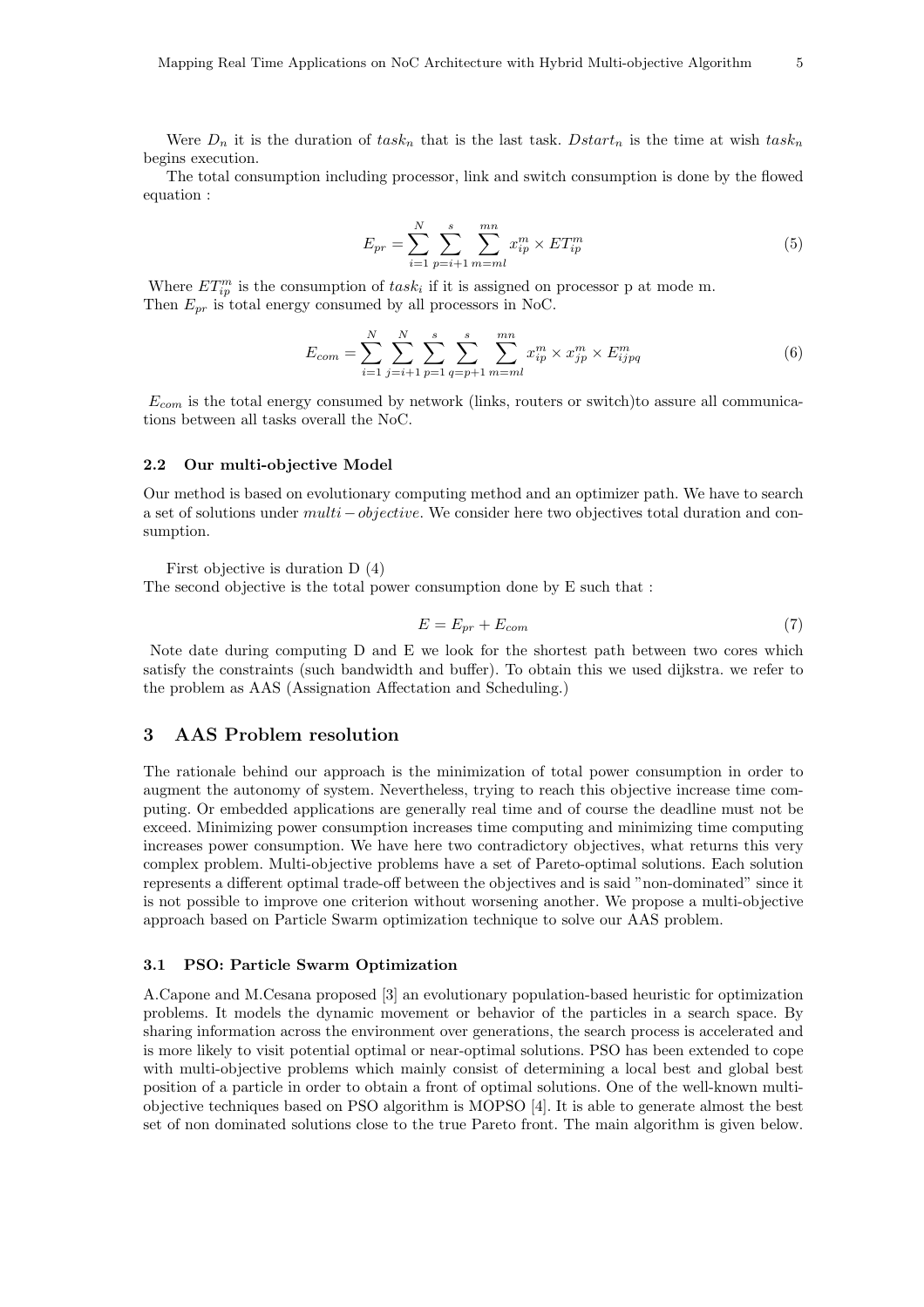Were $D_n$ it is the duration of $task_n$ that is the last task. $Dstart_n$ is the time at wish $task_n$ begins execution.

The total consumption including processor, link and switch consumption is done by the flowed equation :

$$E_{pr} = \sum_{i=1}^{N} \sum_{p=i+1}^{s} \sum_{m=ml}^{mn} x_{ip}^{m} \times ET_{ip}^{m} \tag{5}$$

Where $ET_{ip}^{m}$ is the consumption of $task_i$ if it is assigned on processor p at mode m.
Then $E_{pr}$ is total energy consumed by all processors in NoC.

$$E_{com} = \sum_{i=1}^{N} \sum_{j=i+1}^{N} \sum_{p=1}^{s} \sum_{q=p+1}^{s} \sum_{m=ml}^{mn} x_{ip}^{m} \times x_{jp}^{m} \times E_{ijpq}^{m} \tag{6}$$

$E_{com}$ is the total energy consumed by network (links, routers or switch)to assure all communications between all tasks overall the NoC.

### 2.2 Our multi-objective Model

Our method is based on evolutionary computing method and an optimizer path. We have to search a set of solutions under $multi-objective$. We consider here two objectives total duration and consumption.

First objective is duration D (4)
The second objective is the total power consumption done by E such that :

$$E = E_{pr} + E_{com} \tag{7}$$

Note date during computing D and E we look for the shortest path between two cores which satisfy the constraints (such bandwidth and buffer). To obtain this we used dijkstra. we refer to the problem as AAS (Assignation Affectation and Scheduling.)

## 3 AAS Problem resolution

The rationale behind our approach is the minimization of total power consumption in order to augment the autonomy of system. Nevertheless, trying to reach this objective increase time computing. Or embedded applications are generally real time and of course the deadline must not be exceed. Minimizing power consumption increases time computing and minimizing time computing increases power consumption. We have here two contradictory objectives, what returns this very complex problem. Multi-objective problems have a set of Pareto-optimal solutions. Each solution represents a different optimal trade-off between the objectives and is said "non-dominated" since it is not possible to improve one criterion without worsening another. We propose a multi-objective approach based on Particle Swarm optimization technique to solve our AAS problem.

### 3.1 PSO: Particle Swarm Optimization

A.Capone and M.Cesana proposed [3] an evolutionary population-based heuristic for optimization problems. It models the dynamic movement or behavior of the particles in a search space. By sharing information across the environment over generations, the search process is accelerated and is more likely to visit potential optimal or near-optimal solutions. PSO has been extended to cope with multi-objective problems which mainly consist of determining a local best and global best position of a particle in order to obtain a front of optimal solutions. One of the well-known multi-objective techniques based on PSO algorithm is MOPSO [4]. It is able to generate almost the best set of non dominated solutions close to the true Pareto front. The main algorithm is given below.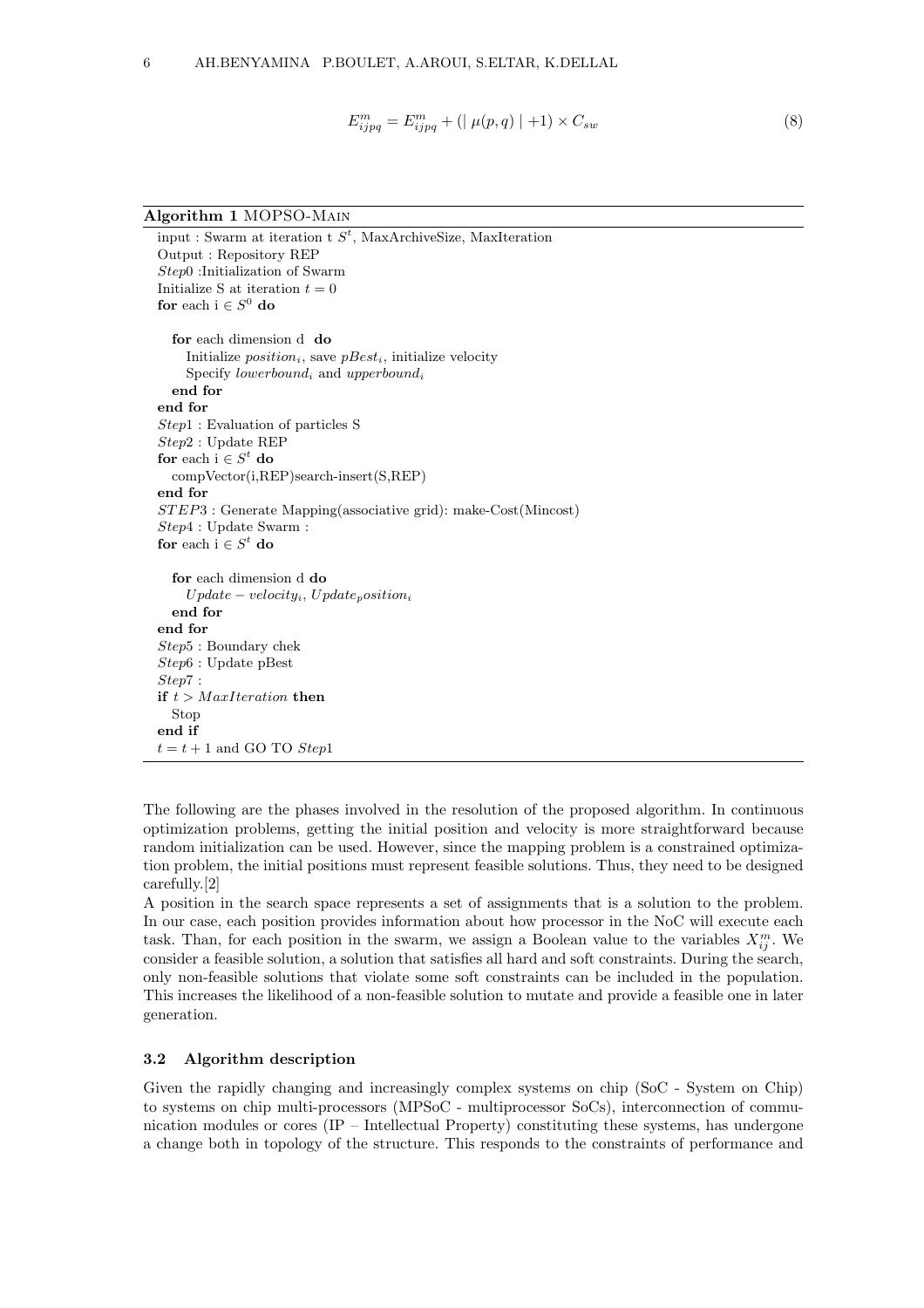$$E_{ijpq}^m = E_{ijpq}^m + (\mid \mu(p,q) \mid +1) \times C_{sw} \tag{8}$$

**Algorithm 1** MOPSO-MAIN

```
input : Swarm at iteration t S^t, MaxArchiveSize, MaxIteration
Output : Repository REP
Step0 :Initialization of Swarm
Initialize S at iteration t = 0
for each i ∈ S^0 do

   for each dimension d  do
      Initialize position_i, save pBest_i, initialize velocity
      Specify lowerbound_i and upperbound_i
   end for
end for
Step1 : Evaluation of particles S
Step2 : Update REP
for each i ∈ S^t do
   compVector(i,REP)search-insert(S,REP)
end for
STEP3 : Generate Mapping(associative grid): make-Cost(Mincost)
Step4 : Update Swarm :
for each i ∈ S^t do

   for each dimension d do
      Update − velocity_i, Update_position_i
   end for
end for
Step5 : Boundary chek
Step6 : Update pBest
Step7 :
if t > MaxIteration then
   Stop
end if
t = t + 1 and GO TO Step1
```

The following are the phases involved in the resolution of the proposed algorithm. In continuous optimization problems, getting the initial position and velocity is more straightforward because random initialization can be used. However, since the mapping problem is a constrained optimization problem, the initial positions must represent feasible solutions. Thus, they need to be designed carefully.[2]

A position in the search space represents a set of assignments that is a solution to the problem. In our case, each position provides information about how processor in the NoC will execute each task. Than, for each position in the swarm, we assign a Boolean value to the variables $X_{ij}^m$. We consider a feasible solution, a solution that satisfies all hard and soft constraints. During the search, only non-feasible solutions that violate some soft constraints can be included in the population. This increases the likelihood of a non-feasible solution to mutate and provide a feasible one in later generation.

### 3.2 Algorithm description

Given the rapidly changing and increasingly complex systems on chip (SoC - System on Chip) to systems on chip multi-processors (MPSoC - multiprocessor SoCs), interconnection of communication modules or cores (IP – Intellectual Property) constituting these systems, has undergone a change both in topology of the structure. This responds to the constraints of performance and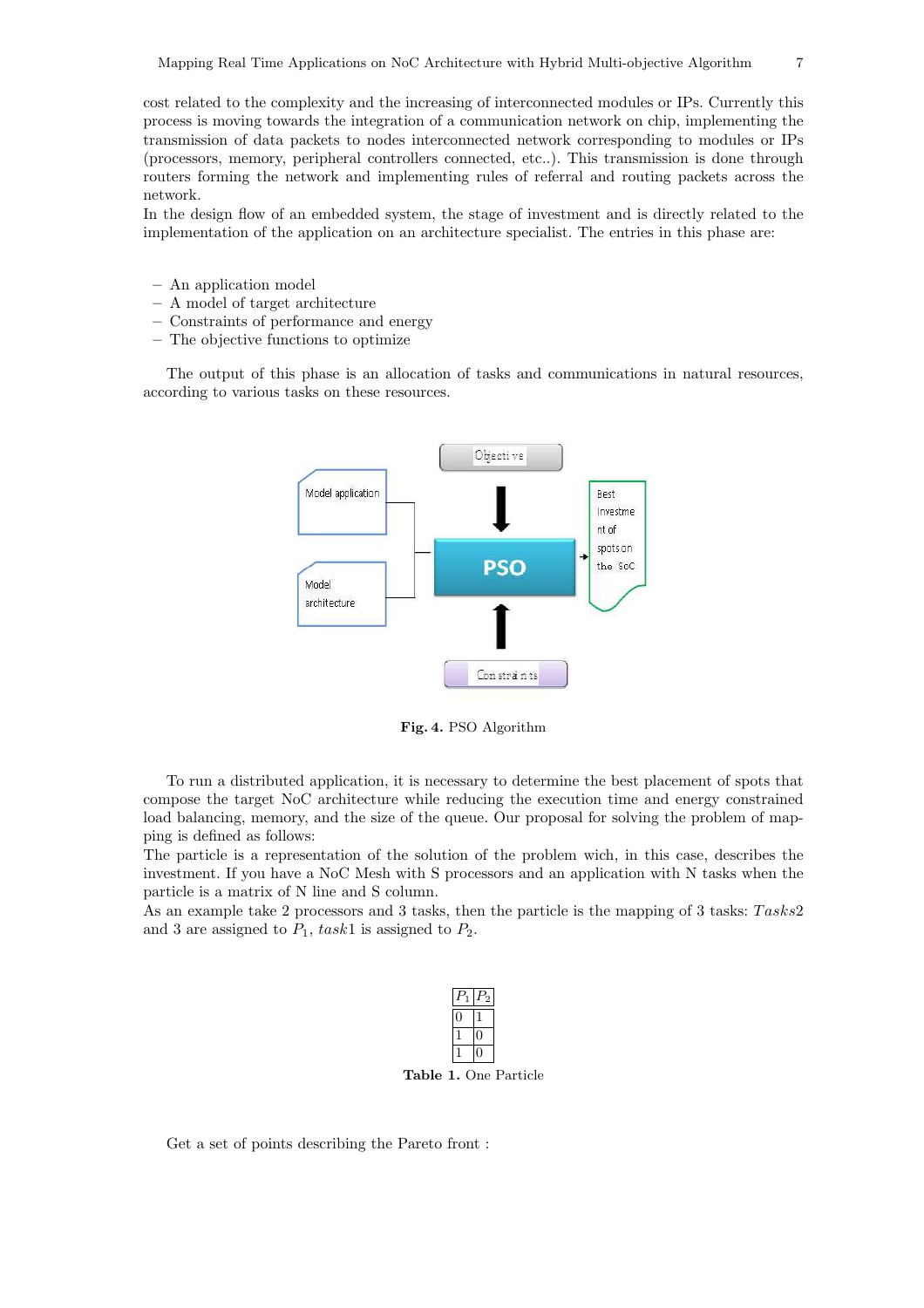cost related to the complexity and the increasing of interconnected modules or IPs. Currently this process is moving towards the integration of a communication network on chip, implementing the transmission of data packets to nodes interconnected network corresponding to modules or IPs (processors, memory, peripheral controllers connected, etc..). This transmission is done through routers forming the network and implementing rules of referral and routing packets across the network.
In the design flow of an embedded system, the stage of investment and is directly related to the implementation of the application on an architecture specialist. The entries in this phase are:

- An application model
- A model of target architecture
- Constraints of performance and energy
- The objective functions to optimize

The output of this phase is an allocation of tasks and communications in natural resources, according to various tasks on these resources.

**Fig. 4.** PSO Algorithm

To run a distributed application, it is necessary to determine the best placement of spots that compose the target NoC architecture while reducing the execution time and energy constrained load balancing, memory, and the size of the queue. Our proposal for solving the problem of mapping is defined as follows:
The particle is a representation of the solution of the problem wich, in this case, describes the investment. If you have a NoC Mesh with S processors and an application with N tasks when the particle is a matrix of N line and S column.
As an example take 2 processors and 3 tasks, then the particle is the mapping of 3 tasks: $Tasks2$ and 3 are assigned to $P_1$, $task1$ is assigned to $P_2$.

| $P_1$ | $P_2$ |
|---|---|
| 0 | 1 |
| 1 | 0 |
| 1 | 0 |

**Table 1.** One Particle

Get a set of points describing the Pareto front :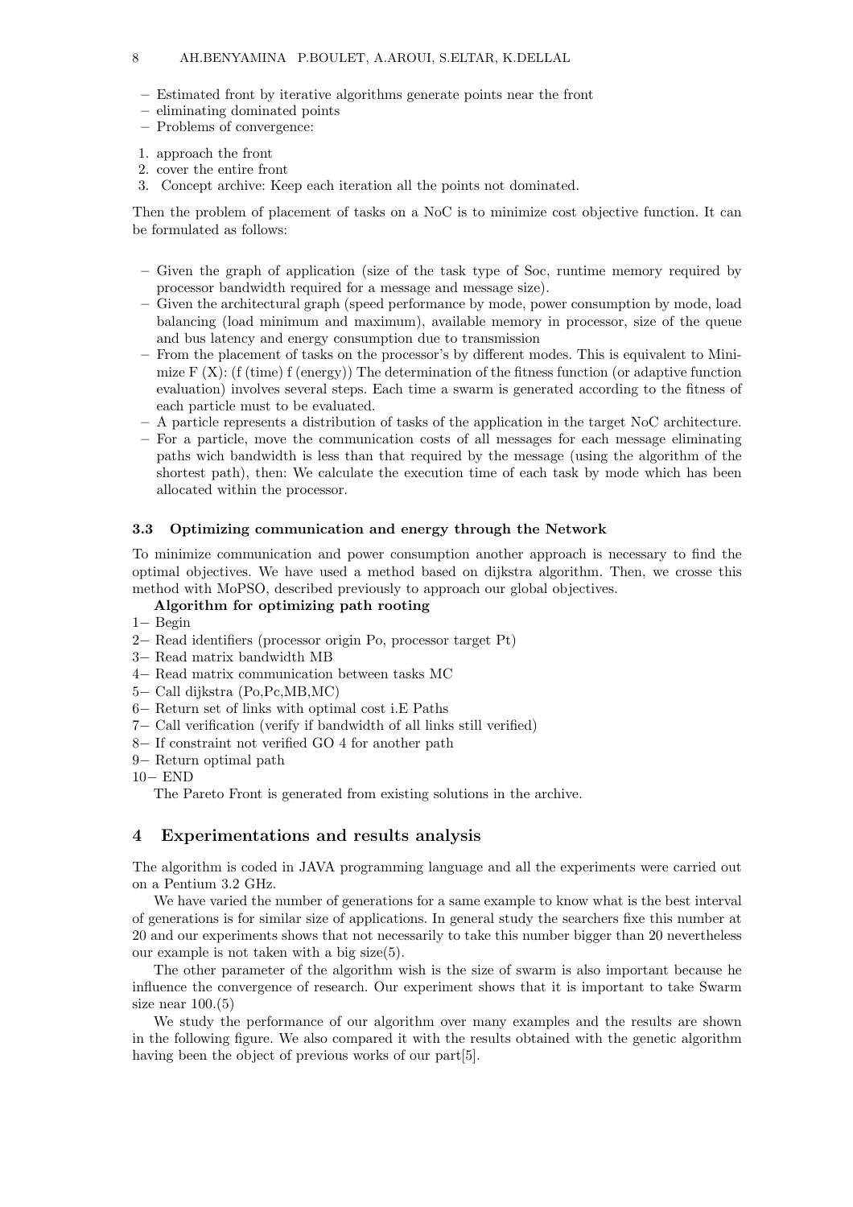- Estimated front by iterative algorithms generate points near the front
- eliminating dominated points
- Problems of convergence:

1. approach the front
2. cover the entire front
3. Concept archive: Keep each iteration all the points not dominated.

Then the problem of placement of tasks on a NoC is to minimize cost objective function. It can be formulated as follows:

- Given the graph of application (size of the task type of Soc, runtime memory required by processor bandwidth required for a message and message size).
- Given the architectural graph (speed performance by mode, power consumption by mode, load balancing (load minimum and maximum), available memory in processor, size of the queue and bus latency and energy consumption due to transmission
- From the placement of tasks on the processor's by different modes. This is equivalent to Minimize F (X): (f (time) f (energy)) The determination of the fitness function (or adaptive function evaluation) involves several steps. Each time a swarm is generated according to the fitness of each particle must to be evaluated.
- A particle represents a distribution of tasks of the application in the target NoC architecture.
- For a particle, move the communication costs of all messages for each message eliminating paths wich bandwidth is less than that required by the message (using the algorithm of the shortest path), then: We calculate the execution time of each task by mode which has been allocated within the processor.

### 3.3 Optimizing communication and energy through the Network

To minimize communication and power consumption another approach is necessary to find the optimal objectives. We have used a method based on dijkstra algorithm. Then, we crosse this method with MoPSO, described previously to approach our global objectives.

**Algorithm for optimizing path rooting**

1− Begin
2− Read identifiers (processor origin Po, processor target Pt)
3− Read matrix bandwidth MB
4− Read matrix communication between tasks MC
5− Call dijkstra (Po,Pc,MB,MC)
6− Return set of links with optimal cost i.E Paths
7− Call verification (verify if bandwidth of all links still verified)
8− If constraint not verified GO 4 for another path
9− Return optimal path
10− END

The Pareto Front is generated from existing solutions in the archive.

## 4 Experimentations and results analysis

The algorithm is coded in JAVA programming language and all the experiments were carried out on a Pentium 3.2 GHz.

We have varied the number of generations for a same example to know what is the best interval of generations is for similar size of applications. In general study the searchers fixe this number at 20 and our experiments shows that not necessarily to take this number bigger than 20 nevertheless our example is not taken with a big size(5).

The other parameter of the algorithm wish is the size of swarm is also important because he influence the convergence of research. Our experiment shows that it is important to take Swarm size near 100.(5)

We study the performance of our algorithm over many examples and the results are shown in the following figure. We also compared it with the results obtained with the genetic algorithm having been the object of previous works of our part[5].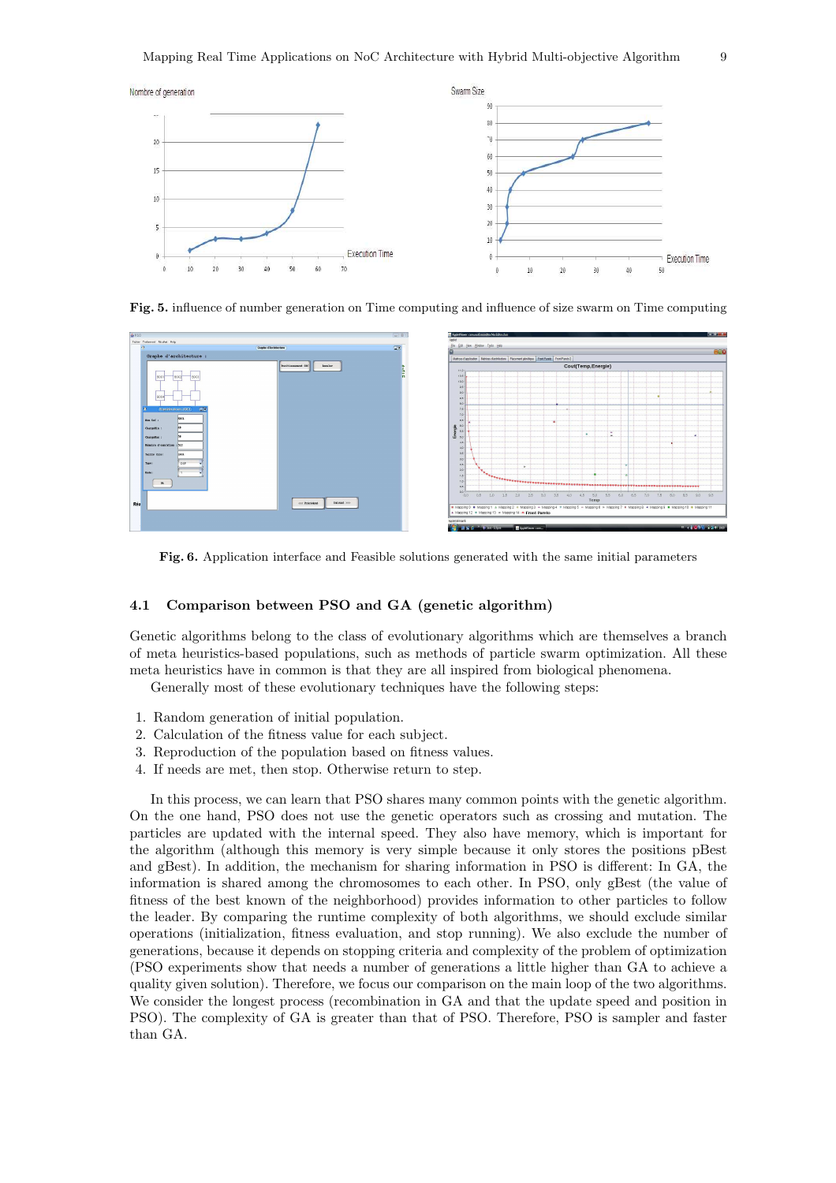Fig. 5. influence of number generation on Time computing and influence of size swarm on Time computing

Fig. 6. Application interface and Feasible solutions generated with the same initial parameters

### 4.1 Comparison between PSO and GA (genetic algorithm)

Genetic algorithms belong to the class of evolutionary algorithms which are themselves a branch of meta heuristics-based populations, such as methods of particle swarm optimization. All these meta heuristics have in common is that they are all inspired from biological phenomena.

Generally most of these evolutionary techniques have the following steps:

1. Random generation of initial population.
2. Calculation of the fitness value for each subject.
3. Reproduction of the population based on fitness values.
4. If needs are met, then stop. Otherwise return to step.

In this process, we can learn that PSO shares many common points with the genetic algorithm. On the one hand, PSO does not use the genetic operators such as crossing and mutation. The particles are updated with the internal speed. They also have memory, which is important for the algorithm (although this memory is very simple because it only stores the positions pBest and gBest). In addition, the mechanism for sharing information in PSO is different: In GA, the information is shared among the chromosomes to each other. In PSO, only gBest (the value of fitness of the best known of the neighborhood) provides information to other particles to follow the leader. By comparing the runtime complexity of both algorithms, we should exclude similar operations (initialization, fitness evaluation, and stop running). We also exclude the number of generations, because it depends on stopping criteria and complexity of the problem of optimization (PSO experiments show that needs a number of generations a little higher than GA to achieve a quality given solution). Therefore, we focus our comparison on the main loop of the two algorithms. We consider the longest process (recombination in GA and that the update speed and position in PSO). The complexity of GA is greater than that of PSO. Therefore, PSO is sampler and faster than GA.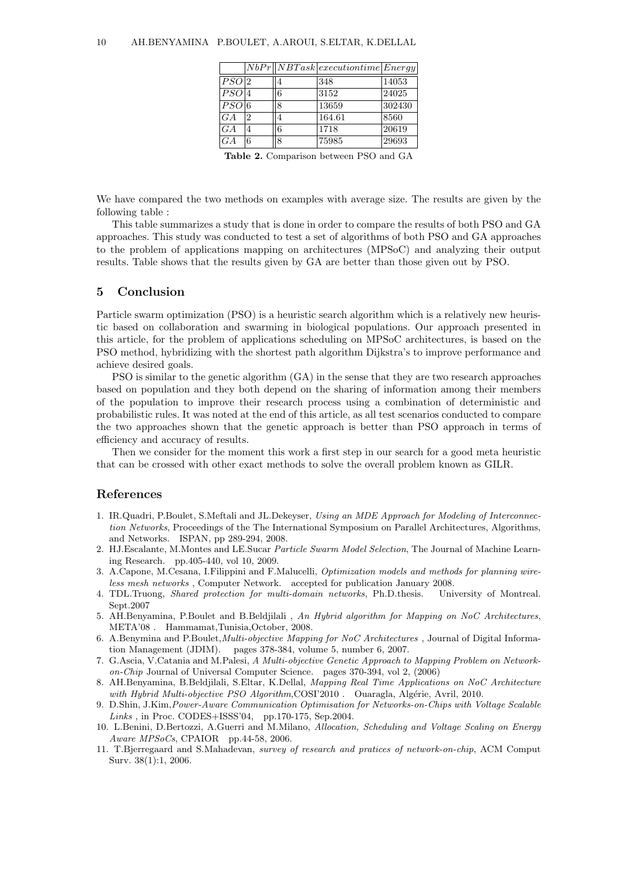| | $NbPr$ | $NBTask$ | $executiontime$ | $Energy$ |
|---|---|---|---|---|
| $PSO$ | 2 | 4 | 348 | 14053 |
| $PSO$ | 4 | 6 | 3152 | 24025 |
| $PSO$ | 6 | 8 | 13659 | 302430 |
| $GA$ | 2 | 4 | 164.61 | 8560 |
| $GA$ | 4 | 6 | 1718 | 20619 |
| $GA$ | 6 | 8 | 75985 | 29693 |

**Table 2.** Comparison between PSO and GA

We have compared the two methods on examples with average size. The results are given by the following table :

This table summarizes a study that is done in order to compare the results of both PSO and GA approaches. This study was conducted to test a set of algorithms of both PSO and GA approaches to the problem of applications mapping on architectures (MPSoC) and analyzing their output results. Table shows that the results given by GA are better than those given out by PSO.

## 5 Conclusion

Particle swarm optimization (PSO) is a heuristic search algorithm which is a relatively new heuristic based on collaboration and swarming in biological populations. Our approach presented in this article, for the problem of applications scheduling on MPSoC architectures, is based on the PSO method, hybridizing with the shortest path algorithm Dijkstra's to improve performance and achieve desired goals.

PSO is similar to the genetic algorithm (GA) in the sense that they are two research approaches based on population and they both depend on the sharing of information among their members of the population to improve their research process using a combination of deterministic and probabilistic rules. It was noted at the end of this article, as all test scenarios conducted to compare the two approaches shown that the genetic approach is better than PSO approach in terms of efficiency and accuracy of results.

Then we consider for the moment this work a first step in our search for a good meta heuristic that can be crossed with other exact methods to solve the overall problem known as GILR.

## References

1. IR.Quadri, P.Boulet, S.Meftali and JL.Dekeyser, *Using an MDE Approach for Modeling of Interconnection Networks*, Proceedings of the The International Symposium on Parallel Architectures, Algorithms, and Networks. ISPAN, pp 289-294, 2008.
2. HJ.Escalante, M.Montes and LE.Sucar *Particle Swarm Model Selection*, The Journal of Machine Learning Research. pp.405-440, vol 10, 2009.
3. A.Capone, M.Cesana, I.Filippini and F.Malucelli, *Optimization models and methods for planning wireless mesh networks* , Computer Network. accepted for publication January 2008.
4. TDL.Truong, *Shared protection for multi-domain networks*, Ph.D.thesis. University of Montreal. Sept.2007
5. AH.Benyamina, P.Boulet and B.Beldjilali , *An Hybrid algorithm for Mapping on NoC Architectures*, META'08 . Hammamat,Tunisia,October, 2008.
6. A.Benymina and P.Boulet,*Multi-objective Mapping for NoC Architectures* , Journal of Digital Information Management (JDIM). pages 378-384, volume 5, number 6, 2007.
7. G.Ascia, V.Catania and M.Palesi, *A Multi-objective Genetic Approach to Mapping Problem on Network-on-Chip* Journal of Universal Computer Science. pages 370-394, vol 2, (2006)
8. AH.Benyamina, B.Beldjilali, S.Eltar, K.Dellal, *Mapping Real Time Applications on NoC Architecture with Hybrid Multi-objective PSO Algorithm*,COSI'2010 . Ouaragla, Algérie, Avril, 2010.
9. D.Shin, J.Kim,*Power-Aware Communication Optimisation for Networks-on-Chips with Voltage Scalable Links* , in Proc. CODES+ISSS'04, pp.170-175, Sep.2004.
10. L.Benini, D.Bertozzi, A.Guerri and M.Milano, *Allocation, Scheduling and Voltage Scaling on Energy Aware MPSoCs*, CPAIOR pp.44-58, 2006.
11. T.Bjerregaard and S.Mahadevan, *survey of research and pratices of network-on-chip*, ACM Comput Surv. 38(1):1, 2006.